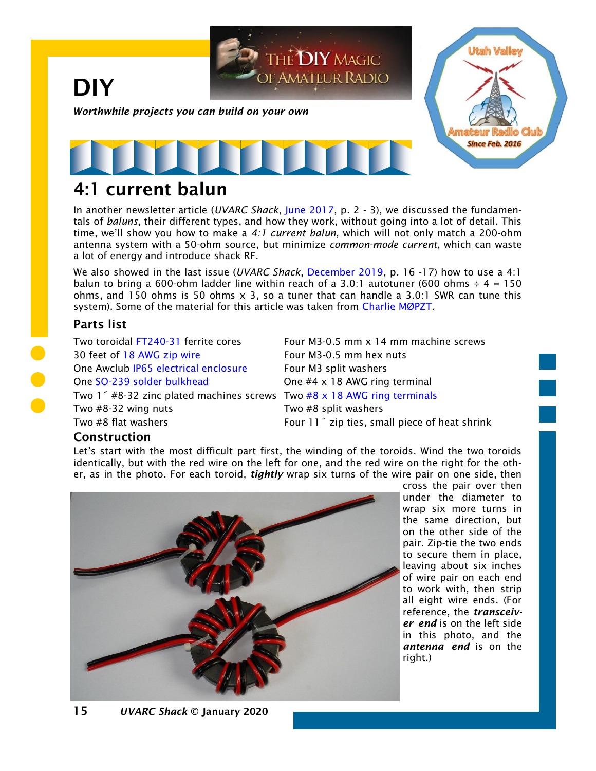# DIY

*Worthwhile projects you can build on your own*

## 4:1 current balun

In another newsletter article (*UVARC Shack*, June 2017, p. 2 - 3), we discussed the fundamentals of *baluns*, their different types, and how they work, without going into a lot of detail. This time, we'll show you how to make a *4:1 current balun*, which will not only match a 200-ohm antenna system with a 50-ohm source, but minimize *common-mode current*, which can waste a lot of energy and introduce shack RF.

We also showed in the last issue (*UVARC Shack*, December 2019, p. 16 -17) how to use a 4:1 balun to bring a 600-ohm ladder line within reach of a 3.0:1 autotuner (600 ohms ÷ 4 = 150 ohms, and 150 ohms is 50 ohms x 3, so a tuner that can handle a 3.0:1 SWR can tune this system). Some of the material for this article was taken from Charlie MØPZT.

### Parts list

- Two toroidal FT240-31 ferrite cores
- 30 feet of 18 AWG zip wire
- One Awclub IP65 electrical enclosure
- One SO-239 solder bulkhead
- Two 1˝ #8-32 zinc plated machines screws
- Two #8-32 wing nuts
- Two #8 flat washers
- Four M3-0.5 mm x 14 mm machine screws
- Four M3-0.5 mm hex nuts
- Four M3 split washers
- One #4 x 18 AWG ring terminal
- Two #8 x 18 AWG ring terminals
- Two #8 split washers
- Four 11˝ zip ties, small piece of heat shrink

### Construction

Let's start with the most difficult part first, the winding of the toroids. Wind the two toroids identically, but with the red wire on the left for one, and the red wire on the right for the other, as in the photo. For each toroid, ***tightly*** wrap six turns of the wire pair on one side, then cross the pair over then under the diameter to wrap six more turns in the same direction, but on the other side of the pair. Zip-tie the two ends to secure them in place, leaving about six inches of wire pair on each end to work with, then strip all eight wire ends. (For reference, the ***transceiver end*** is on the left side in this photo, and the ***antenna end*** is on the right.)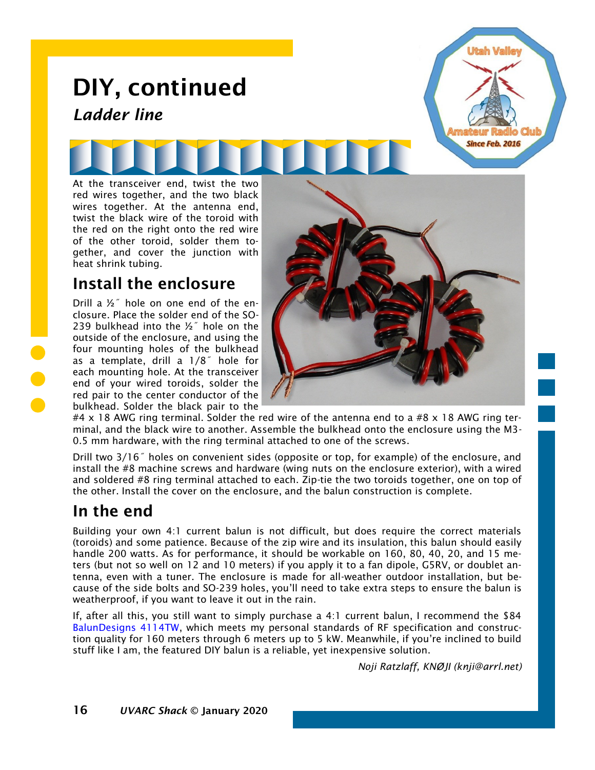# DIY, continued

*Ladder line*

At the transceiver end, twist the two red wires together, and the two black wires together. At the antenna end, twist the black wire of the toroid with the red on the right onto the red wire of the other toroid, solder them together, and cover the junction with heat shrink tubing.

## Install the enclosure

Drill a ½˝ hole on one end of the enclosure. Place the solder end of the SO-239 bulkhead into the ½˝ hole on the outside of the enclosure, and using the four mounting holes of the bulkhead as a template, drill a 1/8˝ hole for each mounting hole. At the transceiver end of your wired toroids, solder the red pair to the center conductor of the bulkhead. Solder the black pair to the #4 x 18 AWG ring terminal. Solder the red wire of the antenna end to a #8 x 18 AWG ring terminal, and the black wire to another. Assemble the bulkhead onto the enclosure using the M3-0.5 mm hardware, with the ring terminal attached to one of the screws.

Drill two 3/16˝ holes on convenient sides (opposite or top, for example) of the enclosure, and install the #8 machine screws and hardware (wing nuts on the enclosure exterior), with a wired and soldered #8 ring terminal attached to each. Zip-tie the two toroids together, one on top of the other. Install the cover on the enclosure, and the balun construction is complete.

## In the end

Building your own 4:1 current balun is not difficult, but does require the correct materials (toroids) and some patience. Because of the zip wire and its insulation, this balun should easily handle 200 watts. As for performance, it should be workable on 160, 80, 40, 20, and 15 meters (but not so well on 12 and 10 meters) if you apply it to a fan dipole, G5RV, or doublet antenna, even with a tuner. The enclosure is made for all-weather outdoor installation, but because of the side bolts and SO-239 holes, you'll need to take extra steps to ensure the balun is weatherproof, if you want to leave it out in the rain.

If, after all this, you still want to simply purchase a 4:1 current balun, I recommend the $84 BalunDesigns 4114TW, which meets my personal standards of RF specification and construction quality for 160 meters through 6 meters up to 5 kW. Meanwhile, if you're inclined to build stuff like I am, the featured DIY balun is a reliable, yet inexpensive solution.

*Noji Ratzlaff, KNØJI (knji@arrl.net)*